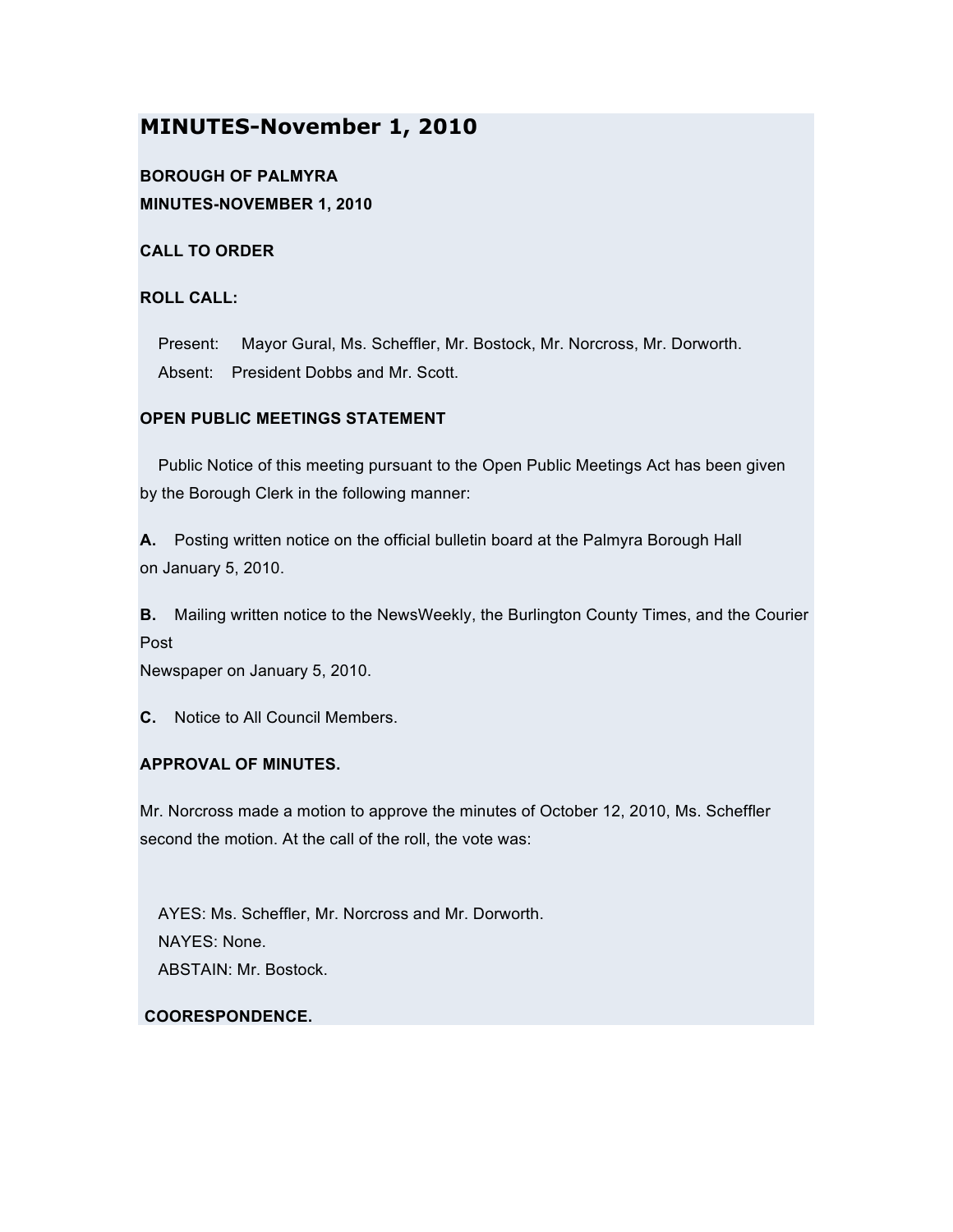# MINUTES-November 1, 2010

**BOROUGH OF PALMYRA**
**MINUTES-NOVEMBER 1, 2010**

**CALL TO ORDER**

**ROLL CALL:**

Present: Mayor Gural, Ms. Scheffler, Mr. Bostock, Mr. Norcross, Mr. Dorworth.
Absent: President Dobbs and Mr. Scott.

**OPEN PUBLIC MEETINGS STATEMENT**

Public Notice of this meeting pursuant to the Open Public Meetings Act has been given by the Borough Clerk in the following manner:

**A.** Posting written notice on the official bulletin board at the Palmyra Borough Hall on January 5, 2010.

**B.** Mailing written notice to the NewsWeekly, the Burlington County Times, and the Courier Post
Newspaper on January 5, 2010.

**C.** Notice to All Council Members.

**APPROVAL OF MINUTES.**

Mr. Norcross made a motion to approve the minutes of October 12, 2010, Ms. Scheffler second the motion. At the call of the roll, the vote was:

AYES: Ms. Scheffler, Mr. Norcross and Mr. Dorworth.
NAYES: None.
ABSTAIN: Mr. Bostock.

**COORESPONDENCE.**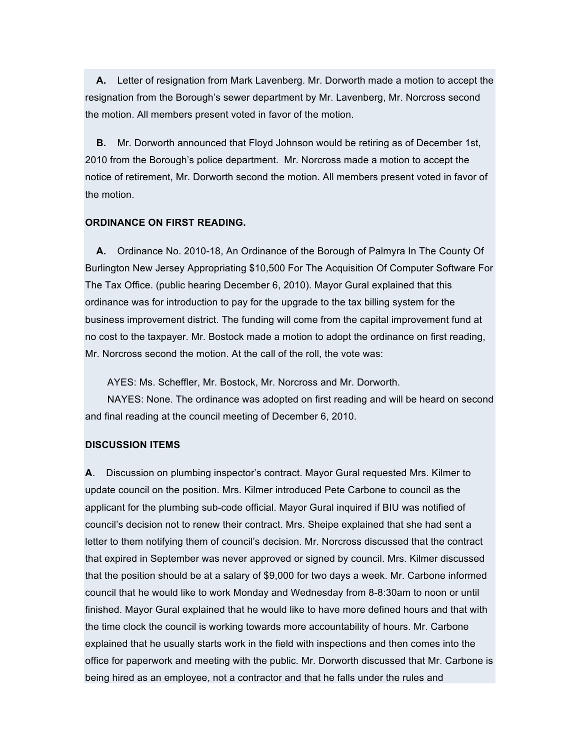**A.** Letter of resignation from Mark Lavenberg. Mr. Dorworth made a motion to accept the resignation from the Borough's sewer department by Mr. Lavenberg, Mr. Norcross second the motion. All members present voted in favor of the motion.

**B.** Mr. Dorworth announced that Floyd Johnson would be retiring as of December 1st, 2010 from the Borough's police department. Mr. Norcross made a motion to accept the notice of retirement, Mr. Dorworth second the motion. All members present voted in favor of the motion.

**ORDINANCE ON FIRST READING.**

**A.** Ordinance No. 2010-18, An Ordinance of the Borough of Palmyra In The County Of Burlington New Jersey Appropriating $10,500 For The Acquisition Of Computer Software For The Tax Office. (public hearing December 6, 2010). Mayor Gural explained that this ordinance was for introduction to pay for the upgrade to the tax billing system for the business improvement district. The funding will come from the capital improvement fund at no cost to the taxpayer. Mr. Bostock made a motion to adopt the ordinance on first reading, Mr. Norcross second the motion. At the call of the roll, the vote was:

AYES: Ms. Scheffler, Mr. Bostock, Mr. Norcross and Mr. Dorworth.
NAYES: None. The ordinance was adopted on first reading and will be heard on second and final reading at the council meeting of December 6, 2010.

**DISCUSSION ITEMS**

**A**. Discussion on plumbing inspector's contract. Mayor Gural requested Mrs. Kilmer to update council on the position. Mrs. Kilmer introduced Pete Carbone to council as the applicant for the plumbing sub-code official. Mayor Gural inquired if BIU was notified of council's decision not to renew their contract. Mrs. Sheipe explained that she had sent a letter to them notifying them of council's decision. Mr. Norcross discussed that the contract that expired in September was never approved or signed by council. Mrs. Kilmer discussed that the position should be at a salary of $9,000 for two days a week. Mr. Carbone informed council that he would like to work Monday and Wednesday from 8-8:30am to noon or until finished. Mayor Gural explained that he would like to have more defined hours and that with the time clock the council is working towards more accountability of hours. Mr. Carbone explained that he usually starts work in the field with inspections and then comes into the office for paperwork and meeting with the public. Mr. Dorworth discussed that Mr. Carbone is being hired as an employee, not a contractor and that he falls under the rules and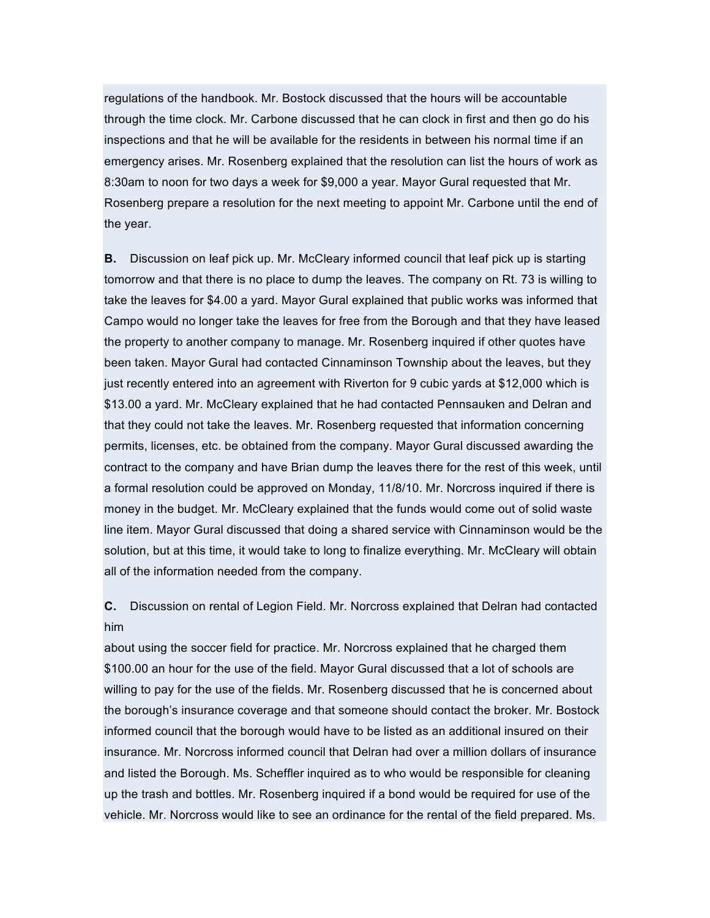regulations of the handbook. Mr. Bostock discussed that the hours will be accountable through the time clock. Mr. Carbone discussed that he can clock in first and then go do his inspections and that he will be available for the residents in between his normal time if an emergency arises. Mr. Rosenberg explained that the resolution can list the hours of work as 8:30am to noon for two days a week for $9,000 a year. Mayor Gural requested that Mr. Rosenberg prepare a resolution for the next meeting to appoint Mr. Carbone until the end of the year.

**B.** Discussion on leaf pick up. Mr. McCleary informed council that leaf pick up is starting tomorrow and that there is no place to dump the leaves. The company on Rt. 73 is willing to take the leaves for $4.00 a yard. Mayor Gural explained that public works was informed that Campo would no longer take the leaves for free from the Borough and that they have leased the property to another company to manage. Mr. Rosenberg inquired if other quotes have been taken. Mayor Gural had contacted Cinnaminson Township about the leaves, but they just recently entered into an agreement with Riverton for 9 cubic yards at $12,000 which is $13.00 a yard. Mr. McCleary explained that he had contacted Pennsauken and Delran and that they could not take the leaves. Mr. Rosenberg requested that information concerning permits, licenses, etc. be obtained from the company. Mayor Gural discussed awarding the contract to the company and have Brian dump the leaves there for the rest of this week, until a formal resolution could be approved on Monday, 11/8/10. Mr. Norcross inquired if there is money in the budget. Mr. McCleary explained that the funds would come out of solid waste line item. Mayor Gural discussed that doing a shared service with Cinnaminson would be the solution, but at this time, it would take to long to finalize everything. Mr. McCleary will obtain all of the information needed from the company.

**C.** Discussion on rental of Legion Field. Mr. Norcross explained that Delran had contacted him about using the soccer field for practice. Mr. Norcross explained that he charged them $100.00 an hour for the use of the field. Mayor Gural discussed that a lot of schools are willing to pay for the use of the fields. Mr. Rosenberg discussed that he is concerned about the borough's insurance coverage and that someone should contact the broker. Mr. Bostock informed council that the borough would have to be listed as an additional insured on their insurance. Mr. Norcross informed council that Delran had over a million dollars of insurance and listed the Borough. Ms. Scheffler inquired as to who would be responsible for cleaning up the trash and bottles. Mr. Rosenberg inquired if a bond would be required for use of the vehicle. Mr. Norcross would like to see an ordinance for the rental of the field prepared. Ms.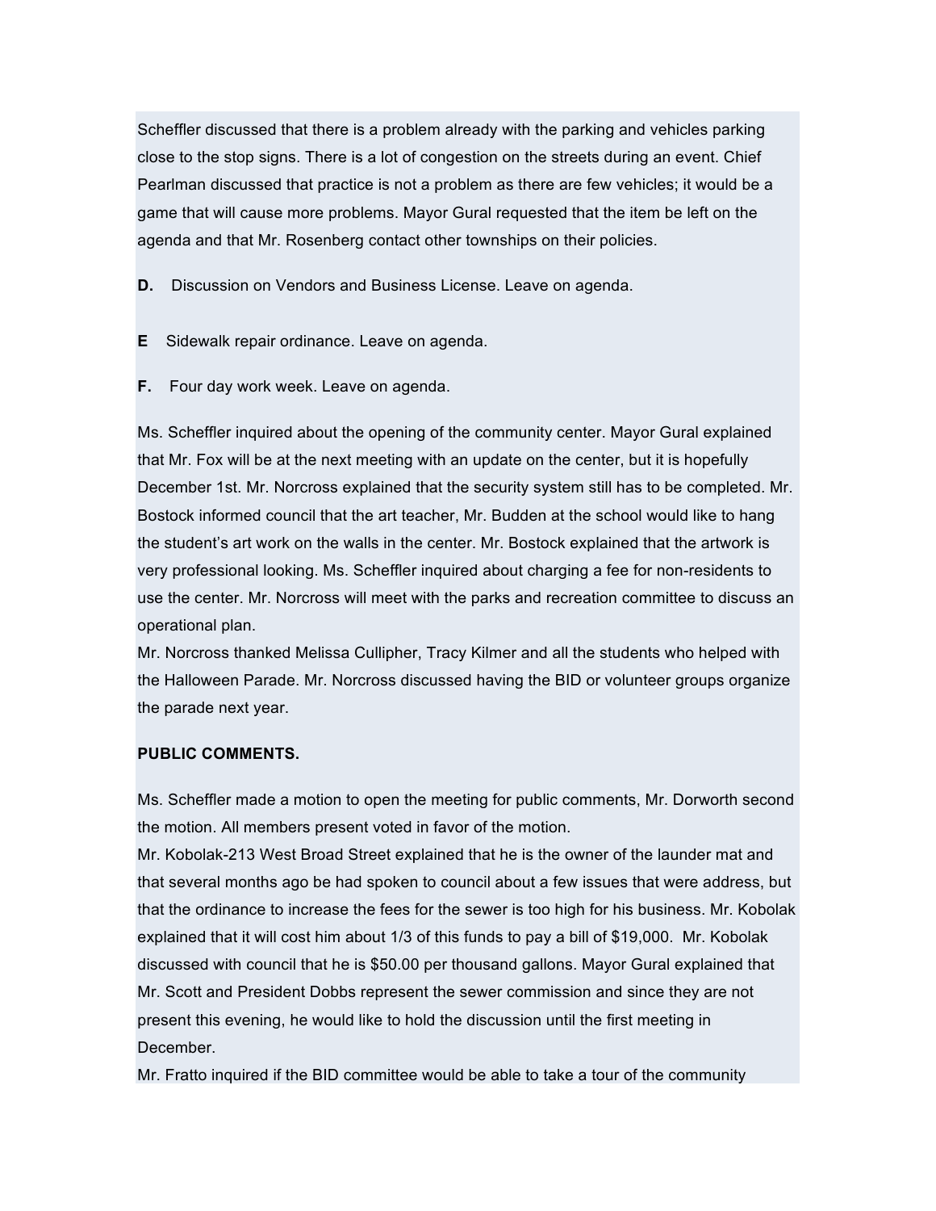Scheffler discussed that there is a problem already with the parking and vehicles parking close to the stop signs. There is a lot of congestion on the streets during an event. Chief Pearlman discussed that practice is not a problem as there are few vehicles; it would be a game that will cause more problems. Mayor Gural requested that the item be left on the agenda and that Mr. Rosenberg contact other townships on their policies.

**D.** Discussion on Vendors and Business License. Leave on agenda.

**E** Sidewalk repair ordinance. Leave on agenda.

**F.** Four day work week. Leave on agenda.

Ms. Scheffler inquired about the opening of the community center. Mayor Gural explained that Mr. Fox will be at the next meeting with an update on the center, but it is hopefully December 1st. Mr. Norcross explained that the security system still has to be completed. Mr. Bostock informed council that the art teacher, Mr. Budden at the school would like to hang the student's art work on the walls in the center. Mr. Bostock explained that the artwork is very professional looking. Ms. Scheffler inquired about charging a fee for non-residents to use the center. Mr. Norcross will meet with the parks and recreation committee to discuss an operational plan.

Mr. Norcross thanked Melissa Cullipher, Tracy Kilmer and all the students who helped with the Halloween Parade. Mr. Norcross discussed having the BID or volunteer groups organize the parade next year.

**PUBLIC COMMENTS.**

Ms. Scheffler made a motion to open the meeting for public comments, Mr. Dorworth second the motion. All members present voted in favor of the motion.

Mr. Kobolak-213 West Broad Street explained that he is the owner of the launder mat and that several months ago be had spoken to council about a few issues that were address, but that the ordinance to increase the fees for the sewer is too high for his business. Mr. Kobolak explained that it will cost him about 1/3 of this funds to pay a bill of $19,000. Mr. Kobolak discussed with council that he is $50.00 per thousand gallons. Mayor Gural explained that Mr. Scott and President Dobbs represent the sewer commission and since they are not present this evening, he would like to hold the discussion until the first meeting in December.

Mr. Fratto inquired if the BID committee would be able to take a tour of the community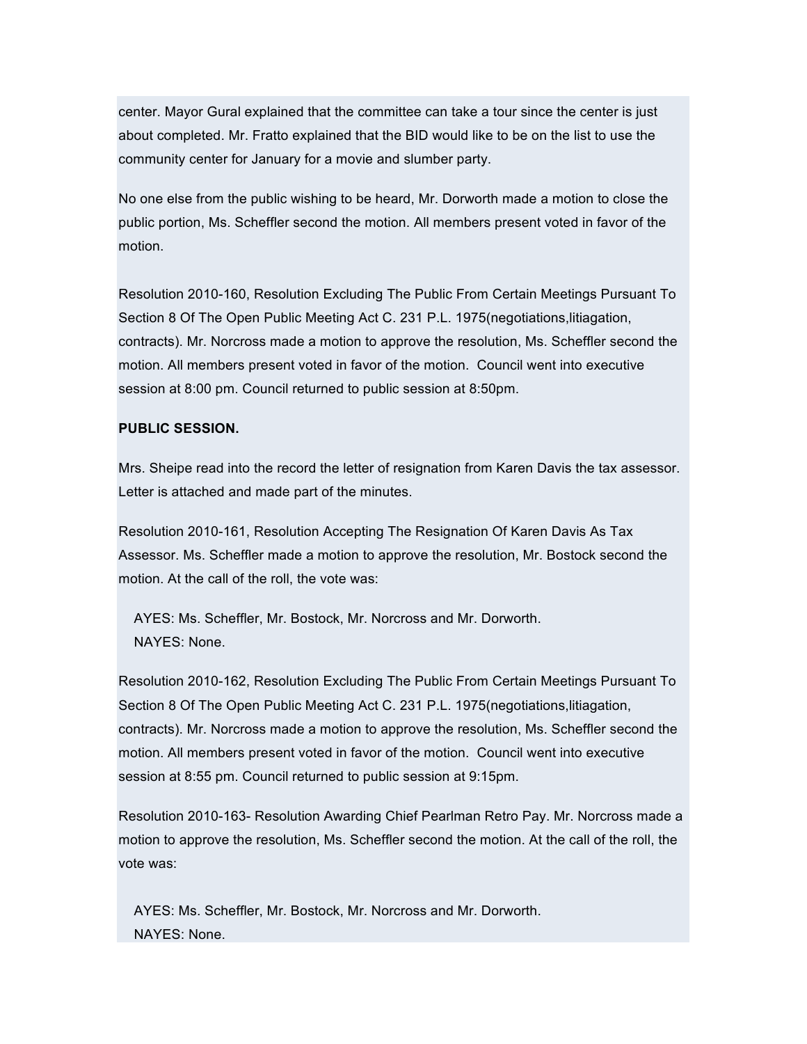center. Mayor Gural explained that the committee can take a tour since the center is just about completed. Mr. Fratto explained that the BID would like to be on the list to use the community center for January for a movie and slumber party.

No one else from the public wishing to be heard, Mr. Dorworth made a motion to close the public portion, Ms. Scheffler second the motion. All members present voted in favor of the motion.

Resolution 2010-160, Resolution Excluding The Public From Certain Meetings Pursuant To Section 8 Of The Open Public Meeting Act C. 231 P.L. 1975(negotiations,litiagation, contracts). Mr. Norcross made a motion to approve the resolution, Ms. Scheffler second the motion. All members present voted in favor of the motion. Council went into executive session at 8:00 pm. Council returned to public session at 8:50pm.

**PUBLIC SESSION.**

Mrs. Sheipe read into the record the letter of resignation from Karen Davis the tax assessor. Letter is attached and made part of the minutes.

Resolution 2010-161, Resolution Accepting The Resignation Of Karen Davis As Tax Assessor. Ms. Scheffler made a motion to approve the resolution, Mr. Bostock second the motion. At the call of the roll, the vote was:

AYES: Ms. Scheffler, Mr. Bostock, Mr. Norcross and Mr. Dorworth.
NAYES: None.

Resolution 2010-162, Resolution Excluding The Public From Certain Meetings Pursuant To Section 8 Of The Open Public Meeting Act C. 231 P.L. 1975(negotiations,litiagation, contracts). Mr. Norcross made a motion to approve the resolution, Ms. Scheffler second the motion. All members present voted in favor of the motion. Council went into executive session at 8:55 pm. Council returned to public session at 9:15pm.

Resolution 2010-163- Resolution Awarding Chief Pearlman Retro Pay. Mr. Norcross made a motion to approve the resolution, Ms. Scheffler second the motion. At the call of the roll, the vote was:

AYES: Ms. Scheffler, Mr. Bostock, Mr. Norcross and Mr. Dorworth.
NAYES: None.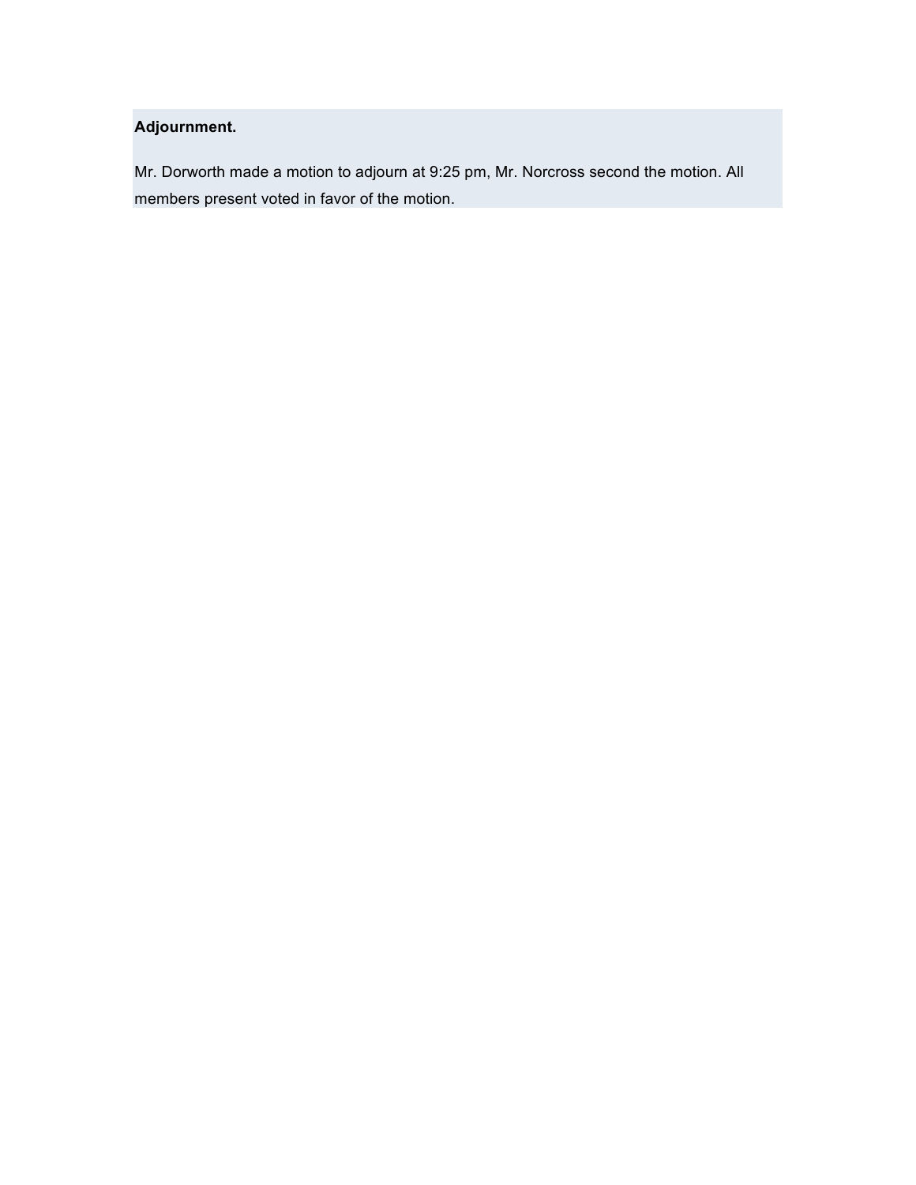**Adjournment.**

Mr. Dorworth made a motion to adjourn at 9:25 pm, Mr. Norcross second the motion. All members present voted in favor of the motion.